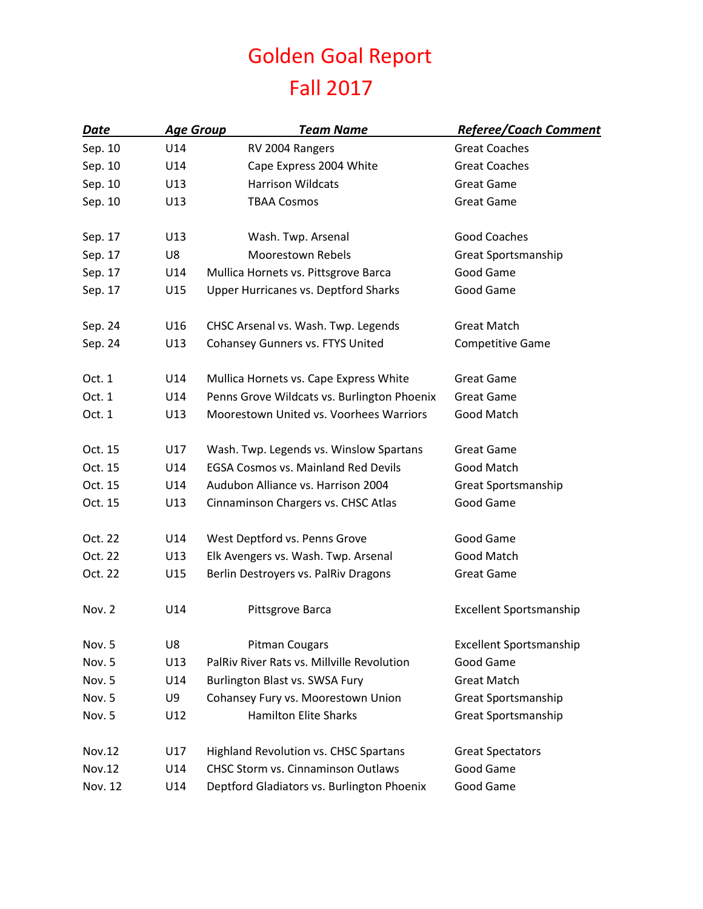# Golden Goal Report
# Fall 2017

| *Date* | *Age Group* | *Team Name* | *Referee/Coach Comment* |
|---|---|---|---|
| Sep. 10 | U14 | RV 2004 Rangers | Great Coaches |
| Sep. 10 | U14 | Cape Express 2004 White | Great Coaches |
| Sep. 10 | U13 | Harrison Wildcats | Great Game |
| Sep. 10 | U13 | TBAA Cosmos | Great Game |
| Sep. 17 | U13 | Wash. Twp. Arsenal | Good Coaches |
| Sep. 17 | U8 | Moorestown Rebels | Great Sportsmanship |
| Sep. 17 | U14 | Mullica Hornets vs. Pittsgrove Barca | Good Game |
| Sep. 17 | U15 | Upper Hurricanes vs. Deptford Sharks | Good Game |
| Sep. 24 | U16 | CHSC Arsenal vs. Wash. Twp. Legends | Great Match |
| Sep. 24 | U13 | Cohansey Gunners vs. FTYS United | Competitive Game |
| Oct. 1 | U14 | Mullica Hornets vs. Cape Express White | Great Game |
| Oct. 1 | U14 | Penns Grove Wildcats vs. Burlington Phoenix | Great Game |
| Oct. 1 | U13 | Moorestown United vs. Voorhees Warriors | Good Match |
| Oct. 15 | U17 | Wash. Twp. Legends vs. Winslow Spartans | Great Game |
| Oct. 15 | U14 | EGSA Cosmos vs. Mainland Red Devils | Good Match |
| Oct. 15 | U14 | Audubon Alliance vs. Harrison 2004 | Great Sportsmanship |
| Oct. 15 | U13 | Cinnaminson Chargers vs. CHSC Atlas | Good Game |
| Oct. 22 | U14 | West Deptford vs. Penns Grove | Good Game |
| Oct. 22 | U13 | Elk Avengers vs. Wash. Twp. Arsenal | Good Match |
| Oct. 22 | U15 | Berlin Destroyers vs. PalRiv Dragons | Great Game |
| Nov. 2 | U14 | Pittsgrove Barca | Excellent Sportsmanship |
| Nov. 5 | U8 | Pitman Cougars | Excellent Sportsmanship |
| Nov. 5 | U13 | PalRiv River Rats vs. Millville Revolution | Good Game |
| Nov. 5 | U14 | Burlington Blast vs. SWSA Fury | Great Match |
| Nov. 5 | U9 | Cohansey Fury vs. Moorestown Union | Great Sportsmanship |
| Nov. 5 | U12 | Hamilton Elite Sharks | Great Sportsmanship |
| Nov.12 | U17 | Highland Revolution vs. CHSC Spartans | Great Spectators |
| Nov.12 | U14 | CHSC Storm vs. Cinnaminson Outlaws | Good Game |
| Nov. 12 | U14 | Deptford Gladiators vs. Burlington Phoenix | Good Game |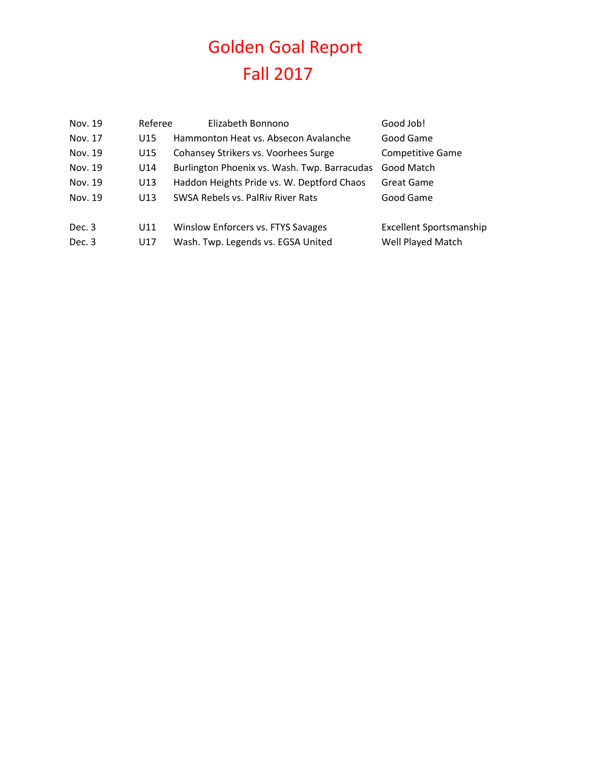# Golden Goal Report

# Fall 2017

| | | | |
|---|---|---|---|
| Nov. 19 | Referee | Elizabeth Bonnono | Good Job! |
| Nov. 17 | U15 | Hammonton Heat vs. Absecon Avalanche | Good Game |
| Nov. 19 | U15 | Cohansey Strikers vs. Voorhees Surge | Competitive Game |
| Nov. 19 | U14 | Burlington Phoenix vs. Wash. Twp. Barracudas | Good Match |
| Nov. 19 | U13 | Haddon Heights Pride vs. W. Deptford Chaos | Great Game |
| Nov. 19 | U13 | SWSA Rebels vs. PalRiv River Rats | Good Game |
| Dec. 3 | U11 | Winslow Enforcers vs. FTYS Savages | Excellent Sportsmanship |
| Dec. 3 | U17 | Wash. Twp. Legends vs. EGSA United | Well Played Match |